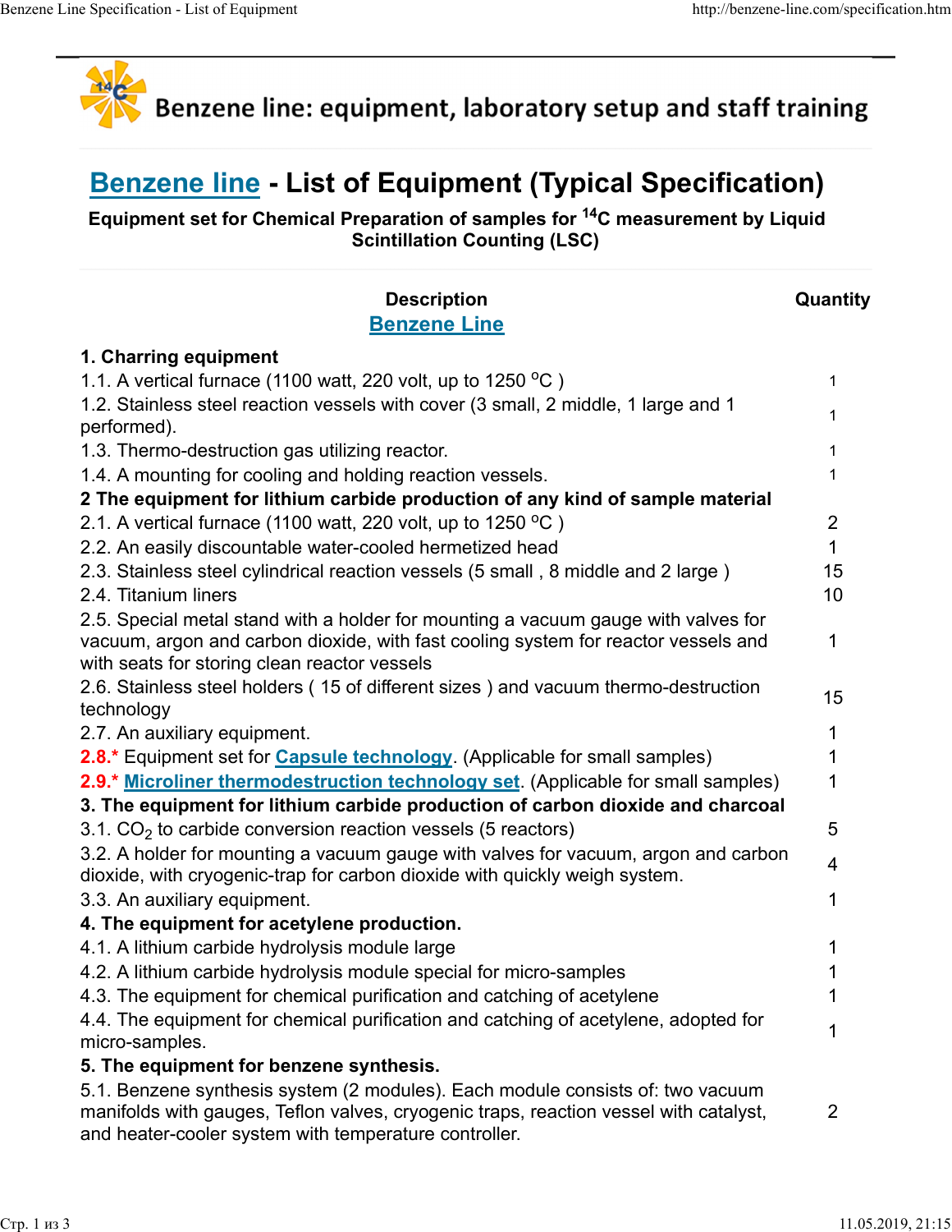# Benzene line: equipment, laboratory setup and staff training

## Benzene line - List of Equipment (Typical Specification)

**Equipment set for Chemical Preparation of samples for $^{14}C$ measurement by Liquid Scintillation Counting (LSC)**

| Description<br>Benzene Line | Quantity |
|---|---|
| **1. Charring equipment** | |
| 1.1. A vertical furnace (1100 watt, 220 volt, up to 1250 $^{o}C$ ) | 1 |
| 1.2. Stainless steel reaction vessels with cover (3 small, 2 middle, 1 large and 1 performed). | 1 |
| 1.3. Thermo-destruction gas utilizing reactor. | 1 |
| 1.4. A mounting for cooling and holding reaction vessels. | 1 |
| **2 The equipment for lithium carbide production of any kind of sample material** | |
| 2.1. A vertical furnace (1100 watt, 220 volt, up to 1250 $^{o}C$ ) | 2 |
| 2.2. An easily discountable water-cooled hermetized head | 1 |
| 2.3. Stainless steel cylindrical reaction vessels (5 small , 8 middle and 2 large ) | 15 |
| 2.4. Titanium liners | 10 |
| 2.5. Special metal stand with a holder for mounting a vacuum gauge with valves for vacuum, argon and carbon dioxide, with fast cooling system for reactor vessels and with seats for storing clean reactor vessels | 1 |
| 2.6. Stainless steel holders ( 15 of different sizes ) and vacuum thermo-destruction technology | 15 |
| 2.7. An auxiliary equipment. | 1 |
| 2.8.* Equipment set for Capsule technology. (Applicable for small samples) | 1 |
| 2.9.* Microliner thermodestruction technology set. (Applicable for small samples) | 1 |
| **3. The equipment for lithium carbide production of carbon dioxide and charcoal** | |
| 3.1. $CO_2$ to carbide conversion reaction vessels (5 reactors) | 5 |
| 3.2. A holder for mounting a vacuum gauge with valves for vacuum, argon and carbon dioxide, with cryogenic-trap for carbon dioxide with quickly weigh system. | 4 |
| 3.3. An auxiliary equipment. | 1 |
| **4. The equipment for acetylene production.** | |
| 4.1. A lithium carbide hydrolysis module large | 1 |
| 4.2. A lithium carbide hydrolysis module special for micro-samples | 1 |
| 4.3. The equipment for chemical purification and catching of acetylene | 1 |
| 4.4. The equipment for chemical purification and catching of acetylene, adopted for micro-samples. | 1 |
| **5. The equipment for benzene synthesis.** | |
| 5.1. Benzene synthesis system (2 modules). Each module consists of: two vacuum manifolds with gauges, Teflon valves, cryogenic traps, reaction vessel with catalyst, and heater-cooler system with temperature controller. | 2 |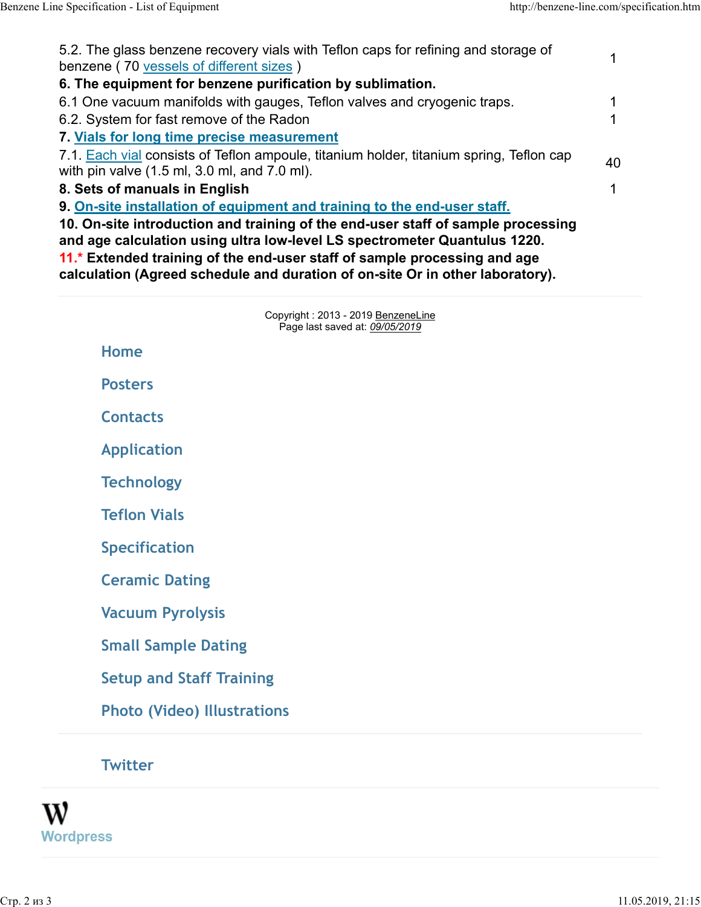| | |
|---|---|
| 5.2. The glass benzene recovery vials with Teflon caps for refining and storage of benzene ( 70 vessels of different sizes ) | 1 |
| **6. The equipment for benzene purification by sublimation.** | |
| 6.1 One vacuum manifolds with gauges, Teflon valves and cryogenic traps. | 1 |
| 6.2. System for fast remove of the Radon | 1 |
| **7. Vials for long time precise measurement** | |
| 7.1. Each vial consists of Teflon ampoule, titanium holder, titanium spring, Teflon cap with pin valve (1.5 ml, 3.0 ml, and 7.0 ml). | 40 |
| **8. Sets of manuals in English** | 1 |
| **9. On-site installation of equipment and training to the end-user staff.** | |
| **10. On-site introduction and training of the end-user staff of sample processing and age calculation using ultra low-level LS spectrometer Quantulus 1220.** | |
| **11.* Extended training of the end-user staff of sample processing and age calculation (Agreed schedule and duration of on-site Or in other laboratory).** | |

Copyright : 2013 - 2019 BenzeneLine
Page last saved at: *09/05/2019*

- Home
- Posters
- Contacts
- Application
- Technology
- Teflon Vials
- Specification
- Ceramic Dating
- Vacuum Pyrolysis
- Small Sample Dating
- Setup and Staff Training
- Photo (Video) Illustrations

- Twitter

Wordpress